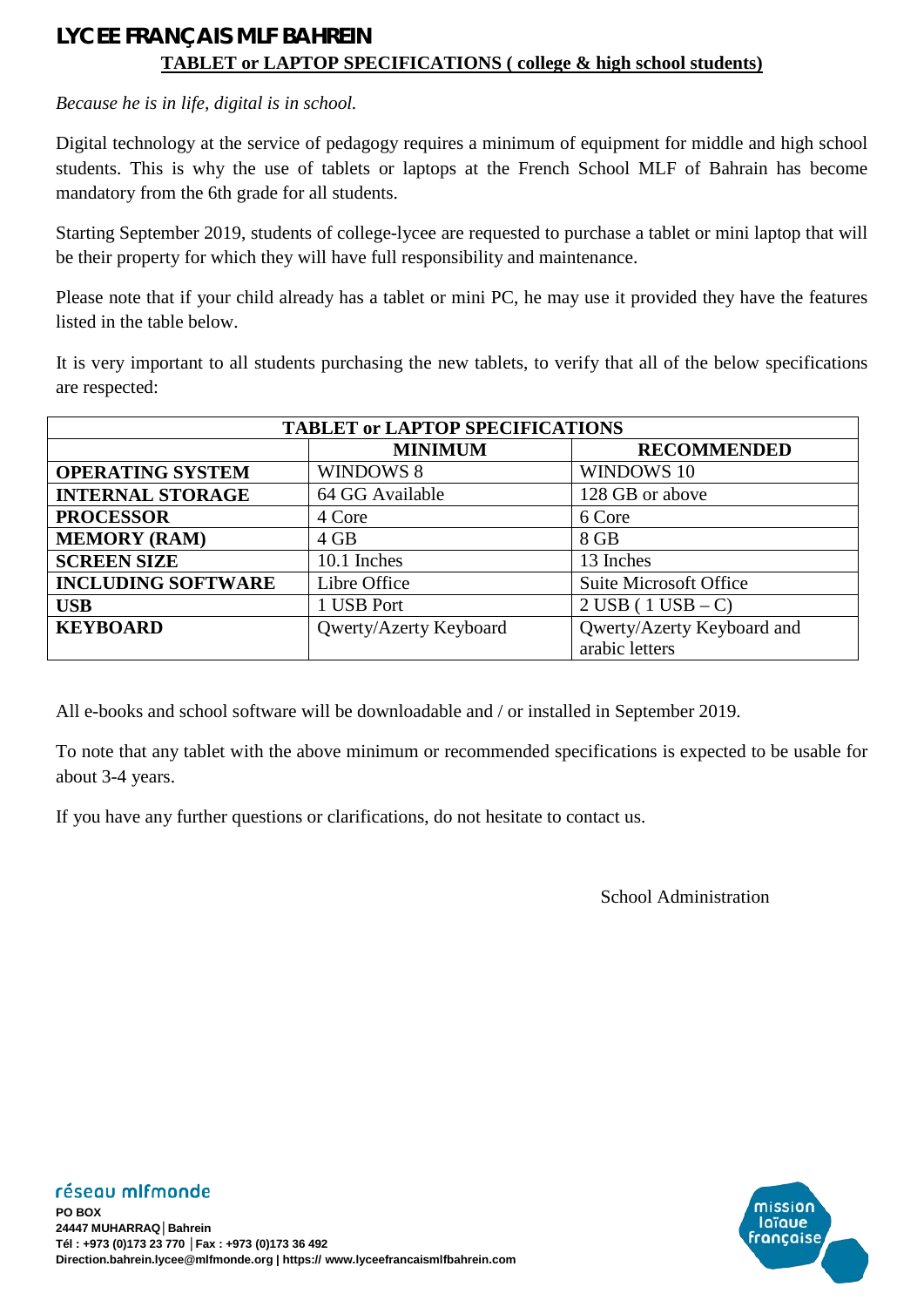# LYCEE FRANÇAIS MLF BAHREIN

## TABLET or LAPTOP SPECIFICATIONS ( college & high school students)

*Because he is in life, digital is in school.*

Digital technology at the service of pedagogy requires a minimum of equipment for middle and high school students. This is why the use of tablets or laptops at the French School MLF of Bahrain has become mandatory from the 6th grade for all students.

Starting September 2019, students of college-lycee are requested to purchase a tablet or mini laptop that will be their property for which they will have full responsibility and maintenance.

Please note that if your child already has a tablet or mini PC, he may use it provided they have the features listed in the table below.

It is very important to all students purchasing the new tablets, to verify that all of the below specifications are respected:

| TABLET or LAPTOP SPECIFICATIONS | | |
|---|---|---|
| | **MINIMUM** | **RECOMMENDED** |
| **OPERATING SYSTEM** | WINDOWS 8 | WINDOWS 10 |
| **INTERNAL STORAGE** | 64 GG Available | 128 GB or above |
| **PROCESSOR** | 4 Core | 6 Core |
| **MEMORY (RAM)** | 4 GB | 8 GB |
| **SCREEN SIZE** | 10.1 Inches | 13 Inches |
| **INCLUDING SOFTWARE** | Libre Office | Suite Microsoft Office |
| **USB** | 1 USB Port | 2 USB ( 1 USB – C) |
| **KEYBOARD** | Qwerty/Azerty Keyboard | Qwerty/Azerty Keyboard and arabic letters |

All e-books and school software will be downloadable and / or installed in September 2019.

To note that any tablet with the above minimum or recommended specifications is expected to be usable for about 3-4 years.

If you have any further questions or clarifications, do not hesitate to contact us.

School Administration

réseau mlfmonde

**PO BOX**
**24447 MUHARRAQ│Bahrein**
**Tél : +973 (0)173 23 770 │Fax : +973 (0)173 36 492**
**Direction.bahrein.lycee@mlfmonde.org | https:// www.lyceefrancaismlfbahrein.com**

mission laïque française